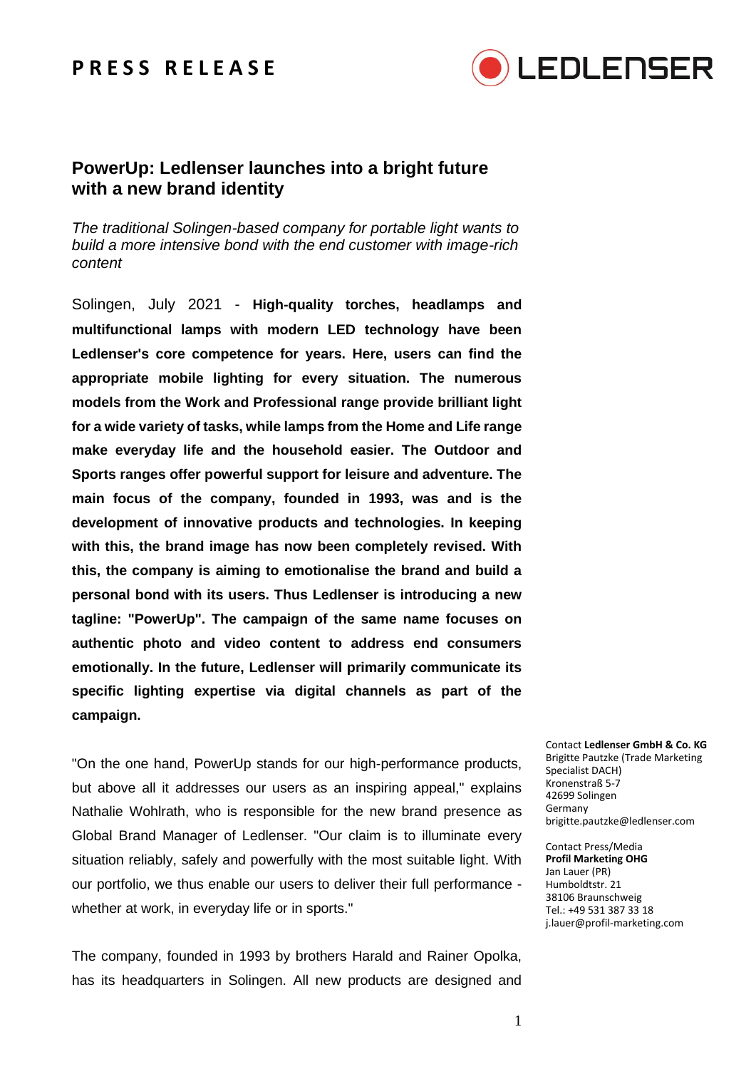# PRESS RELEASE

LEDLENSER

## PowerUp: Ledlenser launches into a bright future with a new brand identity

*The traditional Solingen-based company for portable light wants to build a more intensive bond with the end customer with image-rich content*

Solingen, July 2021 - **High-quality torches, headlamps and multifunctional lamps with modern LED technology have been Ledlenser's core competence for years. Here, users can find the appropriate mobile lighting for every situation. The numerous models from the Work and Professional range provide brilliant light for a wide variety of tasks, while lamps from the Home and Life range make everyday life and the household easier. The Outdoor and Sports ranges offer powerful support for leisure and adventure. The main focus of the company, founded in 1993, was and is the development of innovative products and technologies. In keeping with this, the brand image has now been completely revised. With this, the company is aiming to emotionalise the brand and build a personal bond with its users. Thus Ledlenser is introducing a new tagline: "PowerUp". The campaign of the same name focuses on authentic photo and video content to address end consumers emotionally. In the future, Ledlenser will primarily communicate its specific lighting expertise via digital channels as part of the campaign.**

"On the one hand, PowerUp stands for our high-performance products, but above all it addresses our users as an inspiring appeal," explains Nathalie Wohlrath, who is responsible for the new brand presence as Global Brand Manager of Ledlenser. "Our claim is to illuminate every situation reliably, safely and powerfully with the most suitable light. With our portfolio, we thus enable our users to deliver their full performance - whether at work, in everyday life or in sports."

The company, founded in 1993 by brothers Harald and Rainer Opolka, has its headquarters in Solingen. All new products are designed and

Contact **Ledlenser GmbH & Co. KG**
Brigitte Pautzke (Trade Marketing Specialist DACH)
Kronenstraß 5-7
42699 Solingen
Germany
brigitte.pautzke@ledlenser.com

Contact Press/Media
**Profil Marketing OHG**
Jan Lauer (PR)
Humboldtstr. 21
38106 Braunschweig
Tel.: +49 531 387 33 18
j.lauer@profil-marketing.com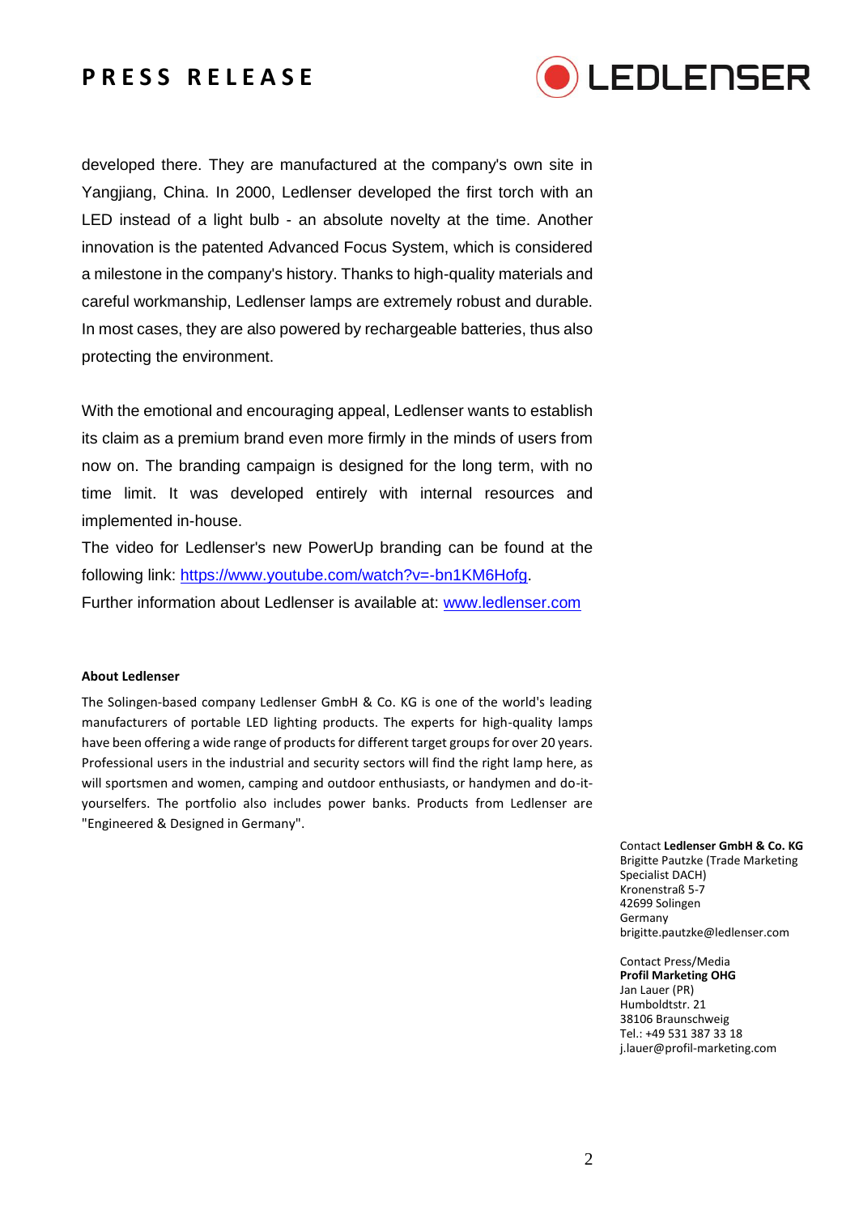developed there. They are manufactured at the company's own site in Yangjiang, China. In 2000, Ledlenser developed the first torch with an LED instead of a light bulb - an absolute novelty at the time. Another innovation is the patented Advanced Focus System, which is considered a milestone in the company's history. Thanks to high-quality materials and careful workmanship, Ledlenser lamps are extremely robust and durable. In most cases, they are also powered by rechargeable batteries, thus also protecting the environment.

With the emotional and encouraging appeal, Ledlenser wants to establish its claim as a premium brand even more firmly in the minds of users from now on. The branding campaign is designed for the long term, with no time limit. It was developed entirely with internal resources and implemented in-house.

The video for Ledlenser's new PowerUp branding can be found at the following link: https://www.youtube.com/watch?v=-bn1KM6Hofg.

Further information about Ledlenser is available at: www.ledlenser.com

**About Ledlenser**

The Solingen-based company Ledlenser GmbH & Co. KG is one of the world's leading manufacturers of portable LED lighting products. The experts for high-quality lamps have been offering a wide range of products for different target groups for over 20 years. Professional users in the industrial and security sectors will find the right lamp here, as will sportsmen and women, camping and outdoor enthusiasts, or handymen and do-it-yourselfers. The portfolio also includes power banks. Products from Ledlenser are "Engineered & Designed in Germany".

Contact **Ledlenser GmbH & Co. KG**
Brigitte Pautzke (Trade Marketing Specialist DACH)
Kronenstraß 5-7
42699 Solingen
Germany
brigitte.pautzke@ledlenser.com

Contact Press/Media
**Profil Marketing OHG**
Jan Lauer (PR)
Humboldtstr. 21
38106 Braunschweig
Tel.: +49 531 387 33 18
j.lauer@profil-marketing.com